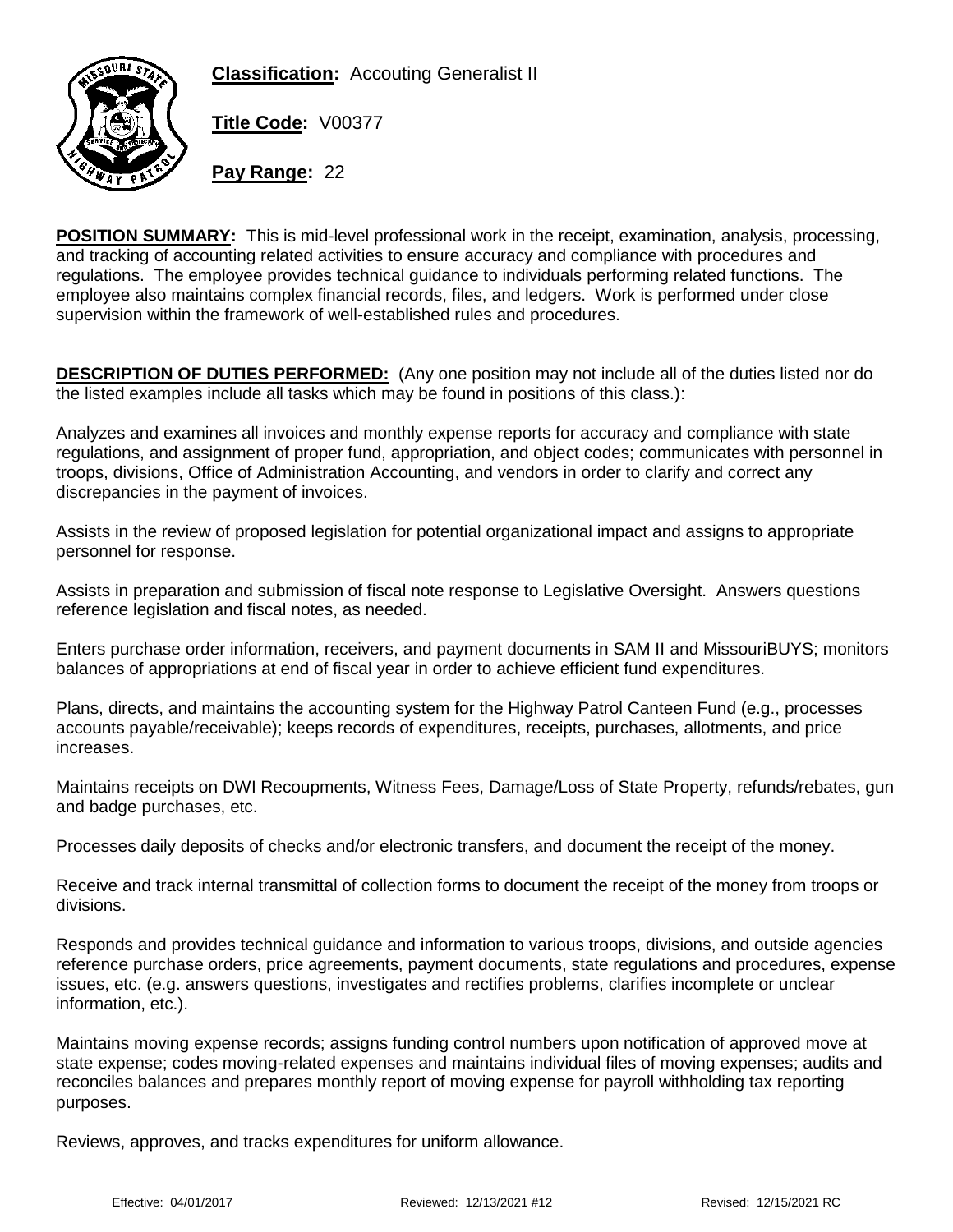**Classification:** Accouting Generalist II

**Title Code:** V00377

**Pay Range:** 22

**POSITION SUMMARY:** This is mid-level professional work in the receipt, examination, analysis, processing, and tracking of accounting related activities to ensure accuracy and compliance with procedures and regulations. The employee provides technical guidance to individuals performing related functions. The employee also maintains complex financial records, files, and ledgers. Work is performed under close supervision within the framework of well-established rules and procedures.

**DESCRIPTION OF DUTIES PERFORMED:** (Any one position may not include all of the duties listed nor do the listed examples include all tasks which may be found in positions of this class.):

Analyzes and examines all invoices and monthly expense reports for accuracy and compliance with state regulations, and assignment of proper fund, appropriation, and object codes; communicates with personnel in troops, divisions, Office of Administration Accounting, and vendors in order to clarify and correct any discrepancies in the payment of invoices.

Assists in the review of proposed legislation for potential organizational impact and assigns to appropriate personnel for response.

Assists in preparation and submission of fiscal note response to Legislative Oversight. Answers questions reference legislation and fiscal notes, as needed.

Enters purchase order information, receivers, and payment documents in SAM II and MissouriBUYS; monitors balances of appropriations at end of fiscal year in order to achieve efficient fund expenditures.

Plans, directs, and maintains the accounting system for the Highway Patrol Canteen Fund (e.g., processes accounts payable/receivable); keeps records of expenditures, receipts, purchases, allotments, and price increases.

Maintains receipts on DWI Recoupments, Witness Fees, Damage/Loss of State Property, refunds/rebates, gun and badge purchases, etc.

Processes daily deposits of checks and/or electronic transfers, and document the receipt of the money.

Receive and track internal transmittal of collection forms to document the receipt of the money from troops or divisions.

Responds and provides technical guidance and information to various troops, divisions, and outside agencies reference purchase orders, price agreements, payment documents, state regulations and procedures, expense issues, etc. (e.g. answers questions, investigates and rectifies problems, clarifies incomplete or unclear information, etc.).

Maintains moving expense records; assigns funding control numbers upon notification of approved move at state expense; codes moving-related expenses and maintains individual files of moving expenses; audits and reconciles balances and prepares monthly report of moving expense for payroll withholding tax reporting purposes.

Reviews, approves, and tracks expenditures for uniform allowance.

Effective: 04/01/2017 Reviewed: 12/13/2021 #12 Revised: 12/15/2021 RC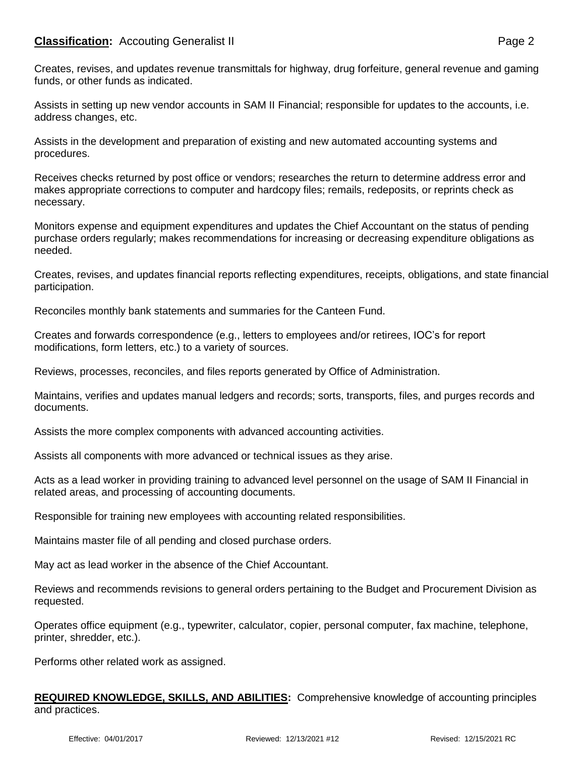Creates, revises, and updates revenue transmittals for highway, drug forfeiture, general revenue and gaming funds, or other funds as indicated.

Assists in setting up new vendor accounts in SAM II Financial; responsible for updates to the accounts, i.e. address changes, etc.

Assists in the development and preparation of existing and new automated accounting systems and procedures.

Receives checks returned by post office or vendors; researches the return to determine address error and makes appropriate corrections to computer and hardcopy files; remails, redeposits, or reprints check as necessary.

Monitors expense and equipment expenditures and updates the Chief Accountant on the status of pending purchase orders regularly; makes recommendations for increasing or decreasing expenditure obligations as needed.

Creates, revises, and updates financial reports reflecting expenditures, receipts, obligations, and state financial participation.

Reconciles monthly bank statements and summaries for the Canteen Fund.

Creates and forwards correspondence (e.g., letters to employees and/or retirees, IOC's for report modifications, form letters, etc.) to a variety of sources.

Reviews, processes, reconciles, and files reports generated by Office of Administration.

Maintains, verifies and updates manual ledgers and records; sorts, transports, files, and purges records and documents.

Assists the more complex components with advanced accounting activities.

Assists all components with more advanced or technical issues as they arise.

Acts as a lead worker in providing training to advanced level personnel on the usage of SAM II Financial in related areas, and processing of accounting documents.

Responsible for training new employees with accounting related responsibilities.

Maintains master file of all pending and closed purchase orders.

May act as lead worker in the absence of the Chief Accountant.

Reviews and recommends revisions to general orders pertaining to the Budget and Procurement Division as requested.

Operates office equipment (e.g., typewriter, calculator, copier, personal computer, fax machine, telephone, printer, shredder, etc.).

Performs other related work as assigned.

**REQUIRED KNOWLEDGE, SKILLS, AND ABILITIES:** Comprehensive knowledge of accounting principles and practices.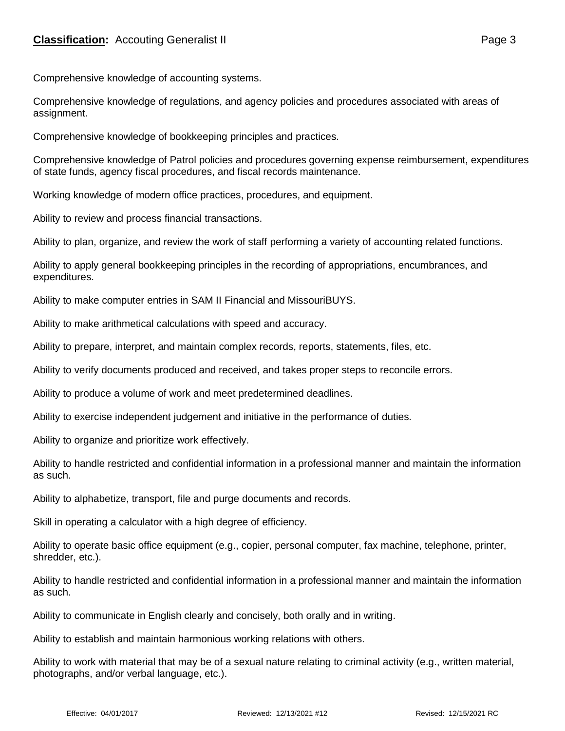Comprehensive knowledge of accounting systems.

Comprehensive knowledge of regulations, and agency policies and procedures associated with areas of assignment.

Comprehensive knowledge of bookkeeping principles and practices.

Comprehensive knowledge of Patrol policies and procedures governing expense reimbursement, expenditures of state funds, agency fiscal procedures, and fiscal records maintenance.

Working knowledge of modern office practices, procedures, and equipment.

Ability to review and process financial transactions.

Ability to plan, organize, and review the work of staff performing a variety of accounting related functions.

Ability to apply general bookkeeping principles in the recording of appropriations, encumbrances, and expenditures.

Ability to make computer entries in SAM II Financial and MissouriBUYS.

Ability to make arithmetical calculations with speed and accuracy.

Ability to prepare, interpret, and maintain complex records, reports, statements, files, etc.

Ability to verify documents produced and received, and takes proper steps to reconcile errors.

Ability to produce a volume of work and meet predetermined deadlines.

Ability to exercise independent judgement and initiative in the performance of duties.

Ability to organize and prioritize work effectively.

Ability to handle restricted and confidential information in a professional manner and maintain the information as such.

Ability to alphabetize, transport, file and purge documents and records.

Skill in operating a calculator with a high degree of efficiency.

Ability to operate basic office equipment (e.g., copier, personal computer, fax machine, telephone, printer, shredder, etc.).

Ability to handle restricted and confidential information in a professional manner and maintain the information as such.

Ability to communicate in English clearly and concisely, both orally and in writing.

Ability to establish and maintain harmonious working relations with others.

Ability to work with material that may be of a sexual nature relating to criminal activity (e.g., written material, photographs, and/or verbal language, etc.).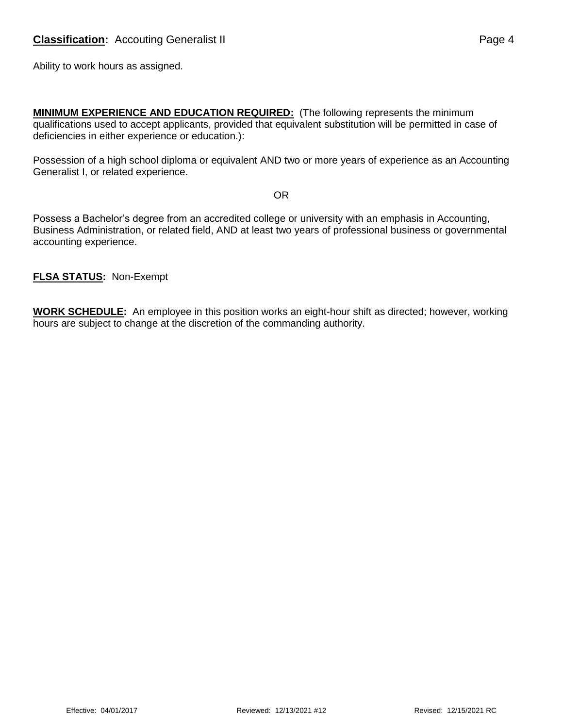Ability to work hours as assigned.

**MINIMUM EXPERIENCE AND EDUCATION REQUIRED:** (The following represents the minimum qualifications used to accept applicants, provided that equivalent substitution will be permitted in case of deficiencies in either experience or education.):

Possession of a high school diploma or equivalent AND two or more years of experience as an Accounting Generalist I, or related experience.

OR

Possess a Bachelor's degree from an accredited college or university with an emphasis in Accounting, Business Administration, or related field, AND at least two years of professional business or governmental accounting experience.

**FLSA STATUS:** Non-Exempt

**WORK SCHEDULE:** An employee in this position works an eight-hour shift as directed; however, working hours are subject to change at the discretion of the commanding authority.